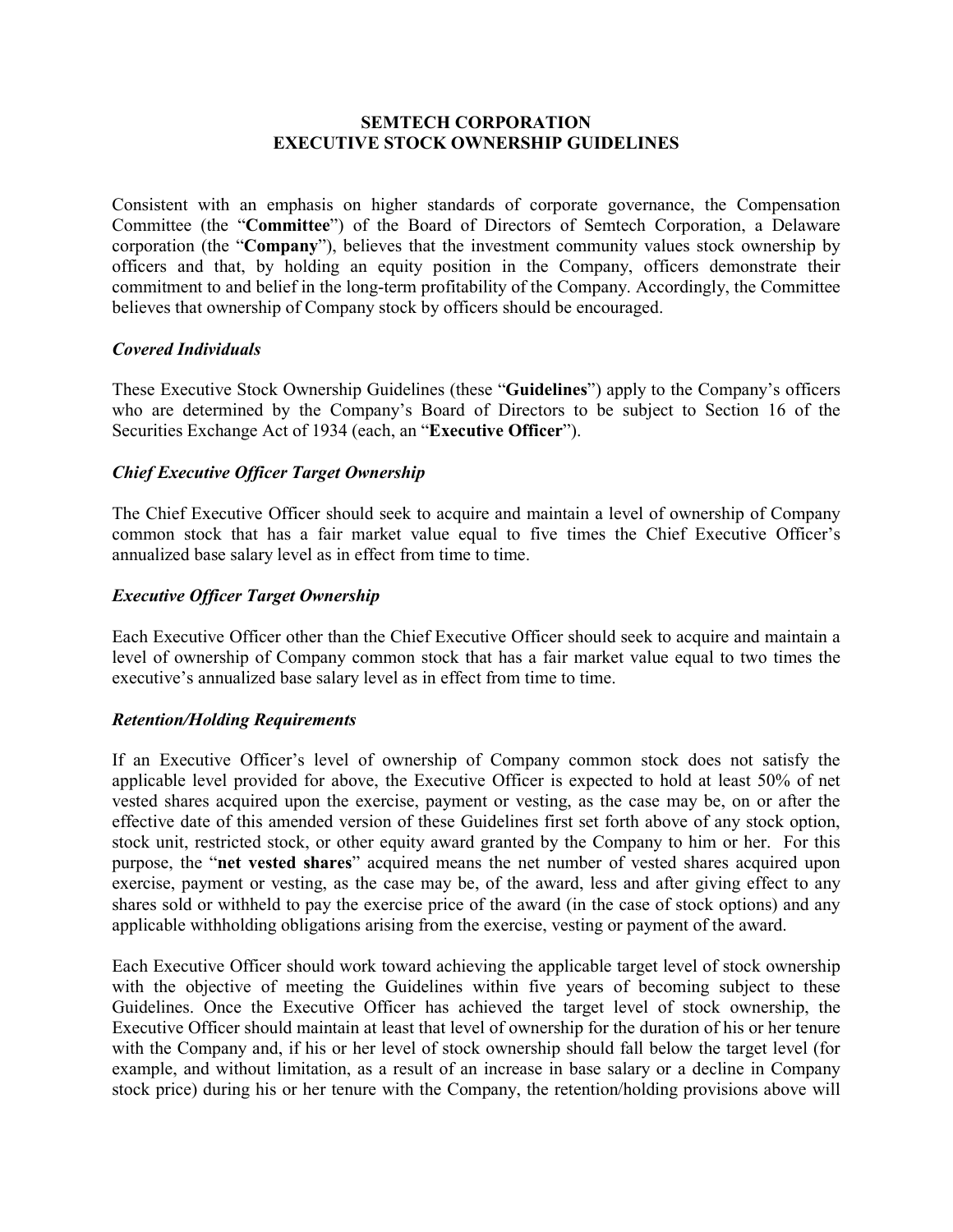# SEMTECH CORPORATION
# EXECUTIVE STOCK OWNERSHIP GUIDELINES

Consistent with an emphasis on higher standards of corporate governance, the Compensation Committee (the "**Committee**") of the Board of Directors of Semtech Corporation, a Delaware corporation (the "**Company**"), believes that the investment community values stock ownership by officers and that, by holding an equity position in the Company, officers demonstrate their commitment to and belief in the long-term profitability of the Company. Accordingly, the Committee believes that ownership of Company stock by officers should be encouraged.

***Covered Individuals***

These Executive Stock Ownership Guidelines (these "**Guidelines**") apply to the Company's officers who are determined by the Company's Board of Directors to be subject to Section 16 of the Securities Exchange Act of 1934 (each, an "**Executive Officer**").

***Chief Executive Officer Target Ownership***

The Chief Executive Officer should seek to acquire and maintain a level of ownership of Company common stock that has a fair market value equal to five times the Chief Executive Officer's annualized base salary level as in effect from time to time.

***Executive Officer Target Ownership***

Each Executive Officer other than the Chief Executive Officer should seek to acquire and maintain a level of ownership of Company common stock that has a fair market value equal to two times the executive's annualized base salary level as in effect from time to time.

***Retention/Holding Requirements***

If an Executive Officer's level of ownership of Company common stock does not satisfy the applicable level provided for above, the Executive Officer is expected to hold at least 50% of net vested shares acquired upon the exercise, payment or vesting, as the case may be, on or after the effective date of this amended version of these Guidelines first set forth above of any stock option, stock unit, restricted stock, or other equity award granted by the Company to him or her. For this purpose, the "**net vested shares**" acquired means the net number of vested shares acquired upon exercise, payment or vesting, as the case may be, of the award, less and after giving effect to any shares sold or withheld to pay the exercise price of the award (in the case of stock options) and any applicable withholding obligations arising from the exercise, vesting or payment of the award.

Each Executive Officer should work toward achieving the applicable target level of stock ownership with the objective of meeting the Guidelines within five years of becoming subject to these Guidelines. Once the Executive Officer has achieved the target level of stock ownership, the Executive Officer should maintain at least that level of ownership for the duration of his or her tenure with the Company and, if his or her level of stock ownership should fall below the target level (for example, and without limitation, as a result of an increase in base salary or a decline in Company stock price) during his or her tenure with the Company, the retention/holding provisions above will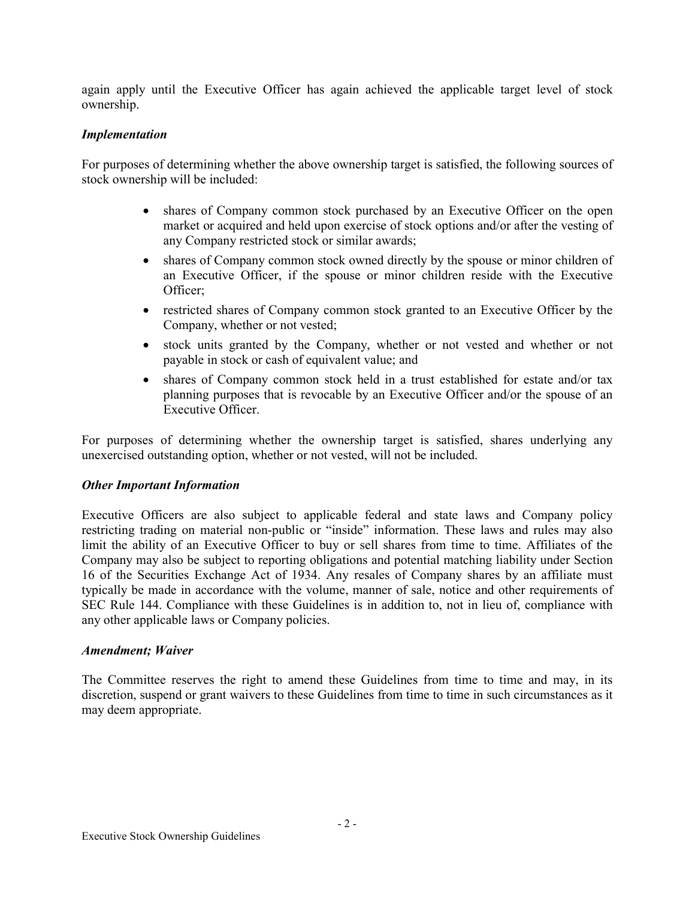again apply until the Executive Officer has again achieved the applicable target level of stock ownership.

***Implementation***

For purposes of determining whether the above ownership target is satisfied, the following sources of stock ownership will be included:

- shares of Company common stock purchased by an Executive Officer on the open market or acquired and held upon exercise of stock options and/or after the vesting of any Company restricted stock or similar awards;
- shares of Company common stock owned directly by the spouse or minor children of an Executive Officer, if the spouse or minor children reside with the Executive Officer;
- restricted shares of Company common stock granted to an Executive Officer by the Company, whether or not vested;
- stock units granted by the Company, whether or not vested and whether or not payable in stock or cash of equivalent value; and
- shares of Company common stock held in a trust established for estate and/or tax planning purposes that is revocable by an Executive Officer and/or the spouse of an Executive Officer.

For purposes of determining whether the ownership target is satisfied, shares underlying any unexercised outstanding option, whether or not vested, will not be included.

***Other Important Information***

Executive Officers are also subject to applicable federal and state laws and Company policy restricting trading on material non-public or "inside" information. These laws and rules may also limit the ability of an Executive Officer to buy or sell shares from time to time. Affiliates of the Company may also be subject to reporting obligations and potential matching liability under Section 16 of the Securities Exchange Act of 1934. Any resales of Company shares by an affiliate must typically be made in accordance with the volume, manner of sale, notice and other requirements of SEC Rule 144. Compliance with these Guidelines is in addition to, not in lieu of, compliance with any other applicable laws or Company policies.

***Amendment; Waiver***

The Committee reserves the right to amend these Guidelines from time to time and may, in its discretion, suspend or grant waivers to these Guidelines from time to time in such circumstances as it may deem appropriate.